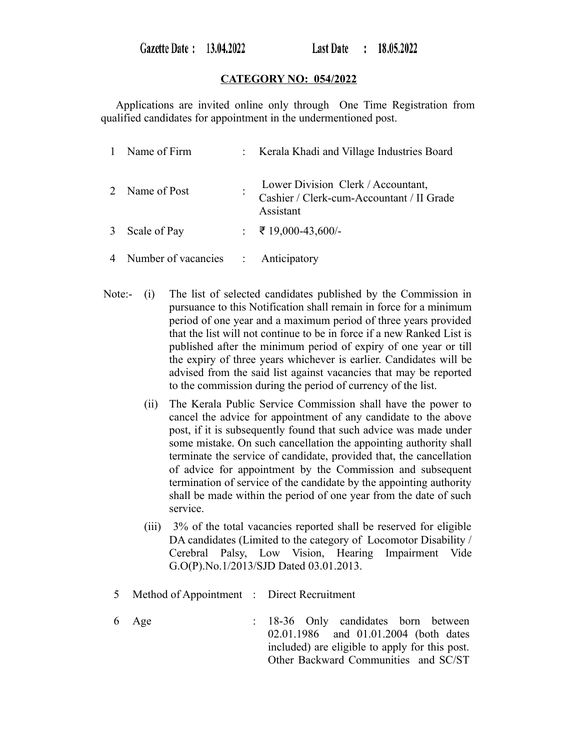**Gazette Date : 13.04.2022 Last Date : 18.05.2022**

**CATEGORY NO: 054/2022**

Applications are invited online only through One Time Registration from qualified candidates for appointment in the undermentioned post.

| | | | |
|---|---|---|---|
| 1 | Name of Firm | : | Kerala Khadi and Village Industries Board |
| 2 | Name of Post | : | Lower Division Clerk / Accountant, Cashier / Clerk-cum-Accountant / II Grade Assistant |
| 3 | Scale of Pay | : | ₹ 19,000-43,600/- |
| 4 | Number of vacancies | : | Anticipatory |

Note:-

(i) The list of selected candidates published by the Commission in pursuance to this Notification shall remain in force for a minimum period of one year and a maximum period of three years provided that the list will not continue to be in force if a new Ranked List is published after the minimum period of expiry of one year or till the expiry of three years whichever is earlier. Candidates will be advised from the said list against vacancies that may be reported to the commission during the period of currency of the list.

(ii) The Kerala Public Service Commission shall have the power to cancel the advice for appointment of any candidate to the above post, if it is subsequently found that such advice was made under some mistake. On such cancellation the appointing authority shall terminate the service of candidate, provided that, the cancellation of advice for appointment by the Commission and subsequent termination of service of the candidate by the appointing authority shall be made within the period of one year from the date of such service.

(iii) 3% of the total vacancies reported shall be reserved for eligible DA candidates (Limited to the category of Locomotor Disability / Cerebral Palsy, Low Vision, Hearing Impairment Vide G.O(P).No.1/2013/SJD Dated 03.01.2013.

| | | | |
|---|---|---|---|
| 5 | Method of Appointment | : | Direct Recruitment |
| 6 | Age | : | 18-36 Only candidates born between 02.01.1986 and 01.01.2004 (both dates included) are eligible to apply for this post. Other Backward Communities and SC/ST |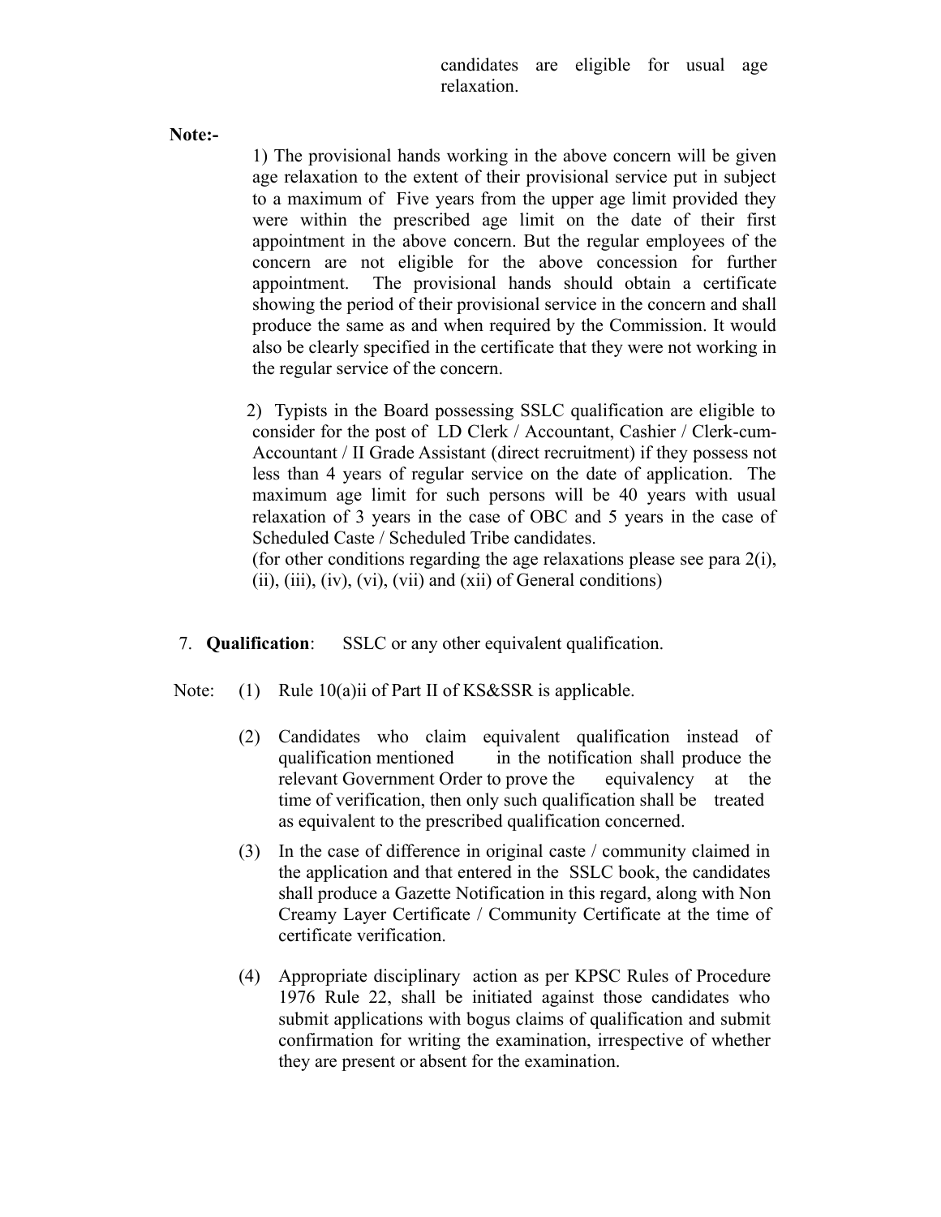candidates are eligible for usual age relaxation.

**Note:-**

1) The provisional hands working in the above concern will be given age relaxation to the extent of their provisional service put in subject to a maximum of Five years from the upper age limit provided they were within the prescribed age limit on the date of their first appointment in the above concern. But the regular employees of the concern are not eligible for the above concession for further appointment. The provisional hands should obtain a certificate showing the period of their provisional service in the concern and shall produce the same as and when required by the Commission. It would also be clearly specified in the certificate that they were not working in the regular service of the concern.

2) Typists in the Board possessing SSLC qualification are eligible to consider for the post of LD Clerk / Accountant, Cashier / Clerk-cum-Accountant / II Grade Assistant (direct recruitment) if they possess not less than 4 years of regular service on the date of application. The maximum age limit for such persons will be 40 years with usual relaxation of 3 years in the case of OBC and 5 years in the case of Scheduled Caste / Scheduled Tribe candidates.
(for other conditions regarding the age relaxations please see para 2(i), (ii), (iii), (iv), (vi), (vii) and (xii) of General conditions)

7. **Qualification**: SSLC or any other equivalent qualification.

Note:

(1) Rule 10(a)ii of Part II of KS&SSR is applicable.

(2) Candidates who claim equivalent qualification instead of qualification mentioned in the notification shall produce the relevant Government Order to prove the equivalency at the time of verification, then only such qualification shall be treated as equivalent to the prescribed qualification concerned.

(3) In the case of difference in original caste / community claimed in the application and that entered in the SSLC book, the candidates shall produce a Gazette Notification in this regard, along with Non Creamy Layer Certificate / Community Certificate at the time of certificate verification.

(4) Appropriate disciplinary action as per KPSC Rules of Procedure 1976 Rule 22, shall be initiated against those candidates who submit applications with bogus claims of qualification and submit confirmation for writing the examination, irrespective of whether they are present or absent for the examination.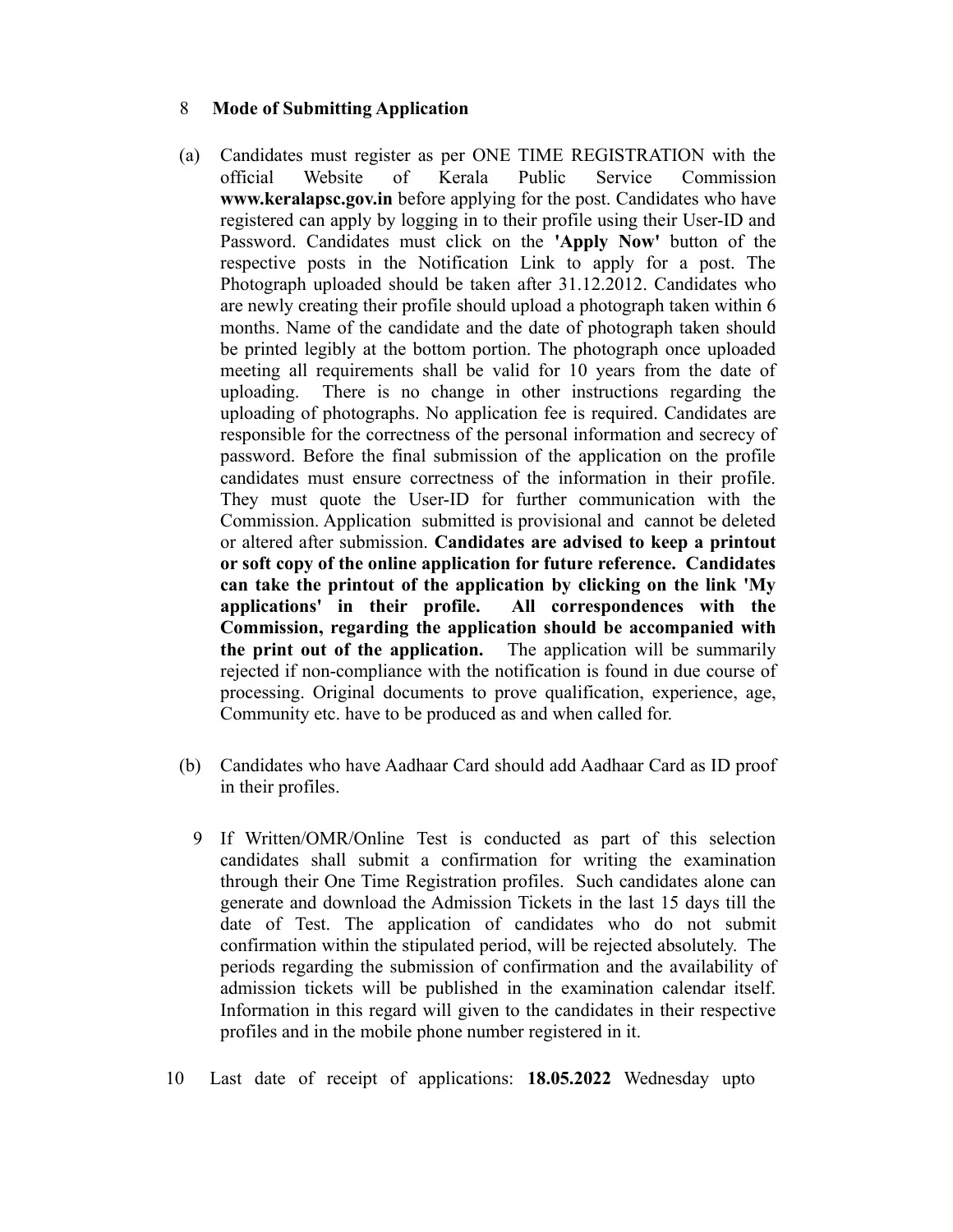8 **Mode of Submitting Application**

(a) Candidates must register as per ONE TIME REGISTRATION with the official Website of Kerala Public Service Commission **www.keralapsc.gov.in** before applying for the post. Candidates who have registered can apply by logging in to their profile using their User-ID and Password. Candidates must click on the **'Apply Now'** button of the respective posts in the Notification Link to apply for a post. The Photograph uploaded should be taken after 31.12.2012. Candidates who are newly creating their profile should upload a photograph taken within 6 months. Name of the candidate and the date of photograph taken should be printed legibly at the bottom portion. The photograph once uploaded meeting all requirements shall be valid for 10 years from the date of uploading. There is no change in other instructions regarding the uploading of photographs. No application fee is required. Candidates are responsible for the correctness of the personal information and secrecy of password. Before the final submission of the application on the profile candidates must ensure correctness of the information in their profile. They must quote the User-ID for further communication with the Commission. Application submitted is provisional and cannot be deleted or altered after submission. **Candidates are advised to keep a printout or soft copy of the online application for future reference. Candidates can take the printout of the application by clicking on the link 'My applications' in their profile. All correspondences with the Commission, regarding the application should be accompanied with the print out of the application.** The application will be summarily rejected if non-compliance with the notification is found in due course of processing. Original documents to prove qualification, experience, age, Community etc. have to be produced as and when called for.

(b) Candidates who have Aadhaar Card should add Aadhaar Card as ID proof in their profiles.

9 If Written/OMR/Online Test is conducted as part of this selection candidates shall submit a confirmation for writing the examination through their One Time Registration profiles. Such candidates alone can generate and download the Admission Tickets in the last 15 days till the date of Test. The application of candidates who do not submit confirmation within the stipulated period, will be rejected absolutely. The periods regarding the submission of confirmation and the availability of admission tickets will be published in the examination calendar itself. Information in this regard will given to the candidates in their respective profiles and in the mobile phone number registered in it.

10 Last date of receipt of applications: **18.05.2022** Wednesday upto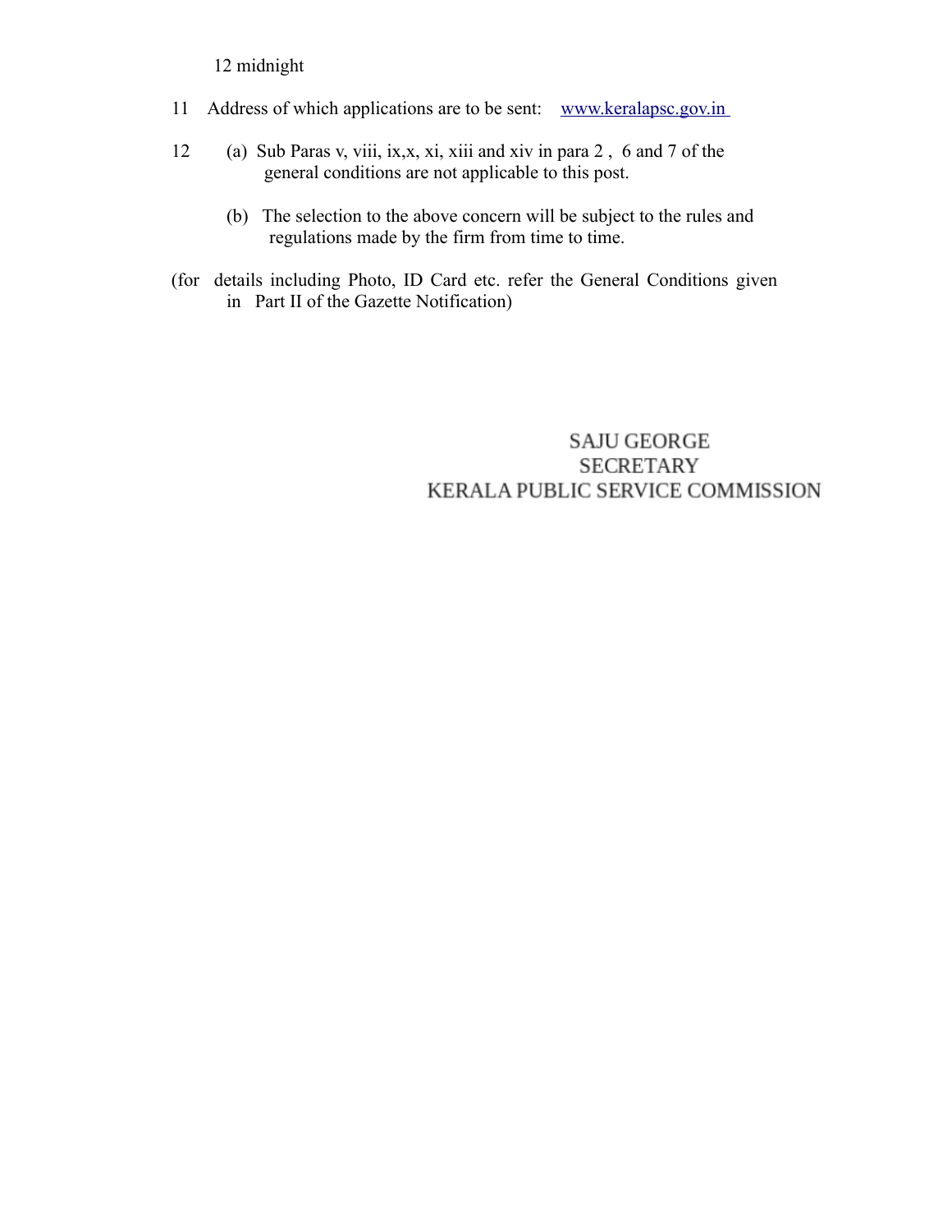12 midnight

11 Address of which applications are to be sent: www.keralapsc.gov.in

12 (a) Sub Paras v, viii, ix,x, xi, xiii and xiv in para 2 , 6 and 7 of the general conditions are not applicable to this post.

(b) The selection to the above concern will be subject to the rules and regulations made by the firm from time to time.

(for details including Photo, ID Card etc. refer the General Conditions given in Part II of the Gazette Notification)

SAJU GEORGE
SECRETARY
KERALA PUBLIC SERVICE COMMISSION